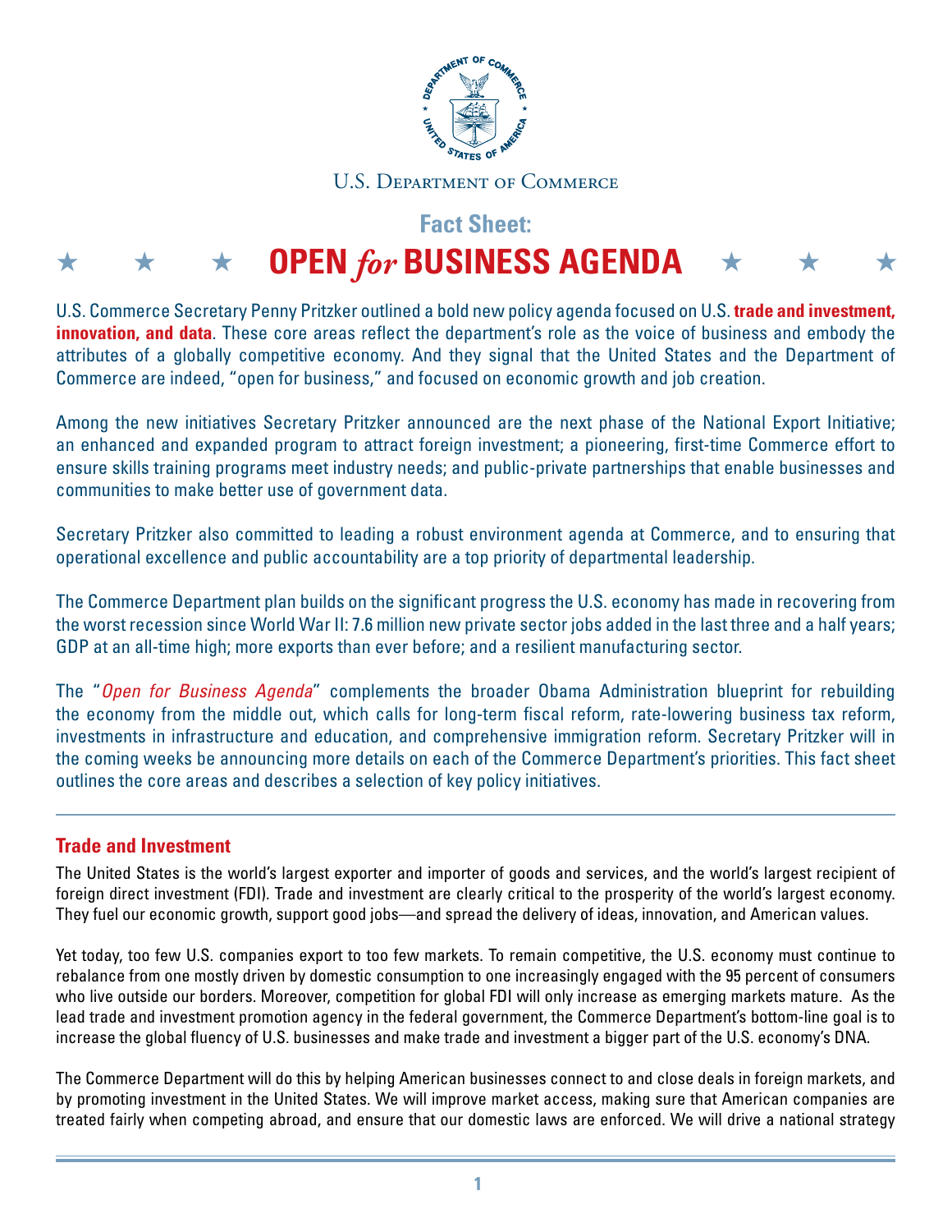U.S. Department of Commerce

## Fact Sheet:

# ★ ★ ★ OPEN *for* BUSINESS AGENDA ★ ★ ★

U.S. Commerce Secretary Penny Pritzker outlined a bold new policy agenda focused on U.S. **trade and investment, innovation, and data**. These core areas reflect the department's role as the voice of business and embody the attributes of a globally competitive economy. And they signal that the United States and the Department of Commerce are indeed, "open for business," and focused on economic growth and job creation.

Among the new initiatives Secretary Pritzker announced are the next phase of the National Export Initiative; an enhanced and expanded program to attract foreign investment; a pioneering, first-time Commerce effort to ensure skills training programs meet industry needs; and public-private partnerships that enable businesses and communities to make better use of government data.

Secretary Pritzker also committed to leading a robust environment agenda at Commerce, and to ensuring that operational excellence and public accountability are a top priority of departmental leadership.

The Commerce Department plan builds on the significant progress the U.S. economy has made in recovering from the worst recession since World War II: 7.6 million new private sector jobs added in the last three and a half years; GDP at an all-time high; more exports than ever before; and a resilient manufacturing sector.

The "*Open for Business Agenda*" complements the broader Obama Administration blueprint for rebuilding the economy from the middle out, which calls for long-term fiscal reform, rate-lowering business tax reform, investments in infrastructure and education, and comprehensive immigration reform. Secretary Pritzker will in the coming weeks be announcing more details on each of the Commerce Department's priorities. This fact sheet outlines the core areas and describes a selection of key policy initiatives.

---

### Trade and Investment

The United States is the world's largest exporter and importer of goods and services, and the world's largest recipient of foreign direct investment (FDI). Trade and investment are clearly critical to the prosperity of the world's largest economy. They fuel our economic growth, support good jobs—and spread the delivery of ideas, innovation, and American values.

Yet today, too few U.S. companies export to too few markets. To remain competitive, the U.S. economy must continue to rebalance from one mostly driven by domestic consumption to one increasingly engaged with the 95 percent of consumers who live outside our borders. Moreover, competition for global FDI will only increase as emerging markets mature. As the lead trade and investment promotion agency in the federal government, the Commerce Department's bottom-line goal is to increase the global fluency of U.S. businesses and make trade and investment a bigger part of the U.S. economy's DNA.

The Commerce Department will do this by helping American businesses connect to and close deals in foreign markets, and by promoting investment in the United States. We will improve market access, making sure that American companies are treated fairly when competing abroad, and ensure that our domestic laws are enforced. We will drive a national strategy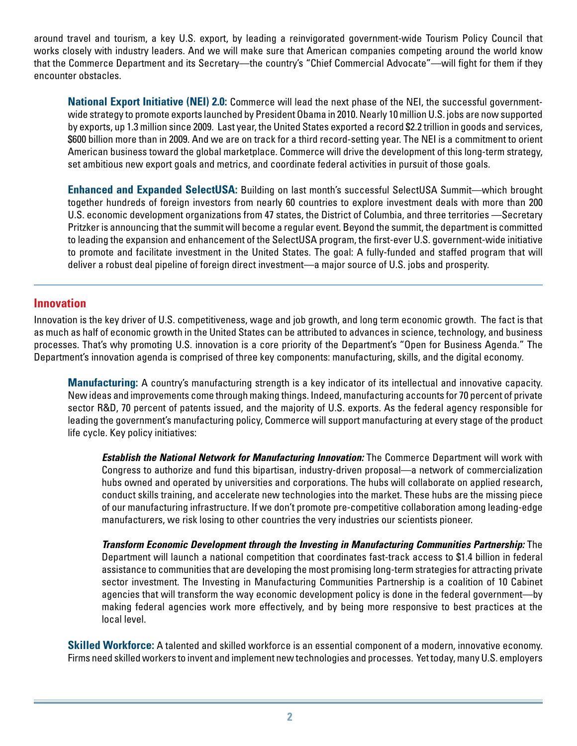around travel and tourism, a key U.S. export, by leading a reinvigorated government-wide Tourism Policy Council that works closely with industry leaders. And we will make sure that American companies competing around the world know that the Commerce Department and its Secretary—the country's "Chief Commercial Advocate"—will fight for them if they encounter obstacles.

**National Export Initiative (NEI) 2.0:** Commerce will lead the next phase of the NEI, the successful government-wide strategy to promote exports launched by President Obama in 2010. Nearly 10 million U.S. jobs are now supported by exports, up 1.3 million since 2009. Last year, the United States exported a record $2.2 trillion in goods and services, $600 billion more than in 2009. And we are on track for a third record-setting year. The NEI is a commitment to orient American business toward the global marketplace. Commerce will drive the development of this long-term strategy, set ambitious new export goals and metrics, and coordinate federal activities in pursuit of those goals.

**Enhanced and Expanded SelectUSA:** Building on last month's successful SelectUSA Summit—which brought together hundreds of foreign investors from nearly 60 countries to explore investment deals with more than 200 U.S. economic development organizations from 47 states, the District of Columbia, and three territories —Secretary Pritzker is announcing that the summit will become a regular event. Beyond the summit, the department is committed to leading the expansion and enhancement of the SelectUSA program, the first-ever U.S. government-wide initiative to promote and facilitate investment in the United States. The goal: A fully-funded and staffed program that will deliver a robust deal pipeline of foreign direct investment—a major source of U.S. jobs and prosperity.

## Innovation

Innovation is the key driver of U.S. competitiveness, wage and job growth, and long term economic growth. The fact is that as much as half of economic growth in the United States can be attributed to advances in science, technology, and business processes. That's why promoting U.S. innovation is a core priority of the Department's "Open for Business Agenda." The Department's innovation agenda is comprised of three key components: manufacturing, skills, and the digital economy.

**Manufacturing:** A country's manufacturing strength is a key indicator of its intellectual and innovative capacity. New ideas and improvements come through making things. Indeed, manufacturing accounts for 70 percent of private sector R&D, 70 percent of patents issued, and the majority of U.S. exports. As the federal agency responsible for leading the government's manufacturing policy, Commerce will support manufacturing at every stage of the product life cycle. Key policy initiatives:

***Establish the National Network for Manufacturing Innovation:*** The Commerce Department will work with Congress to authorize and fund this bipartisan, industry-driven proposal—a network of commercialization hubs owned and operated by universities and corporations. The hubs will collaborate on applied research, conduct skills training, and accelerate new technologies into the market. These hubs are the missing piece of our manufacturing infrastructure. If we don't promote pre-competitive collaboration among leading-edge manufacturers, we risk losing to other countries the very industries our scientists pioneer.

***Transform Economic Development through the Investing in Manufacturing Communities Partnership:*** The Department will launch a national competition that coordinates fast-track access to $1.4 billion in federal assistance to communities that are developing the most promising long-term strategies for attracting private sector investment. The Investing in Manufacturing Communities Partnership is a coalition of 10 Cabinet agencies that will transform the way economic development policy is done in the federal government—by making federal agencies work more effectively, and by being more responsive to best practices at the local level.

**Skilled Workforce:** A talented and skilled workforce is an essential component of a modern, innovative economy. Firms need skilled workers to invent and implement new technologies and processes. Yet today, many U.S. employers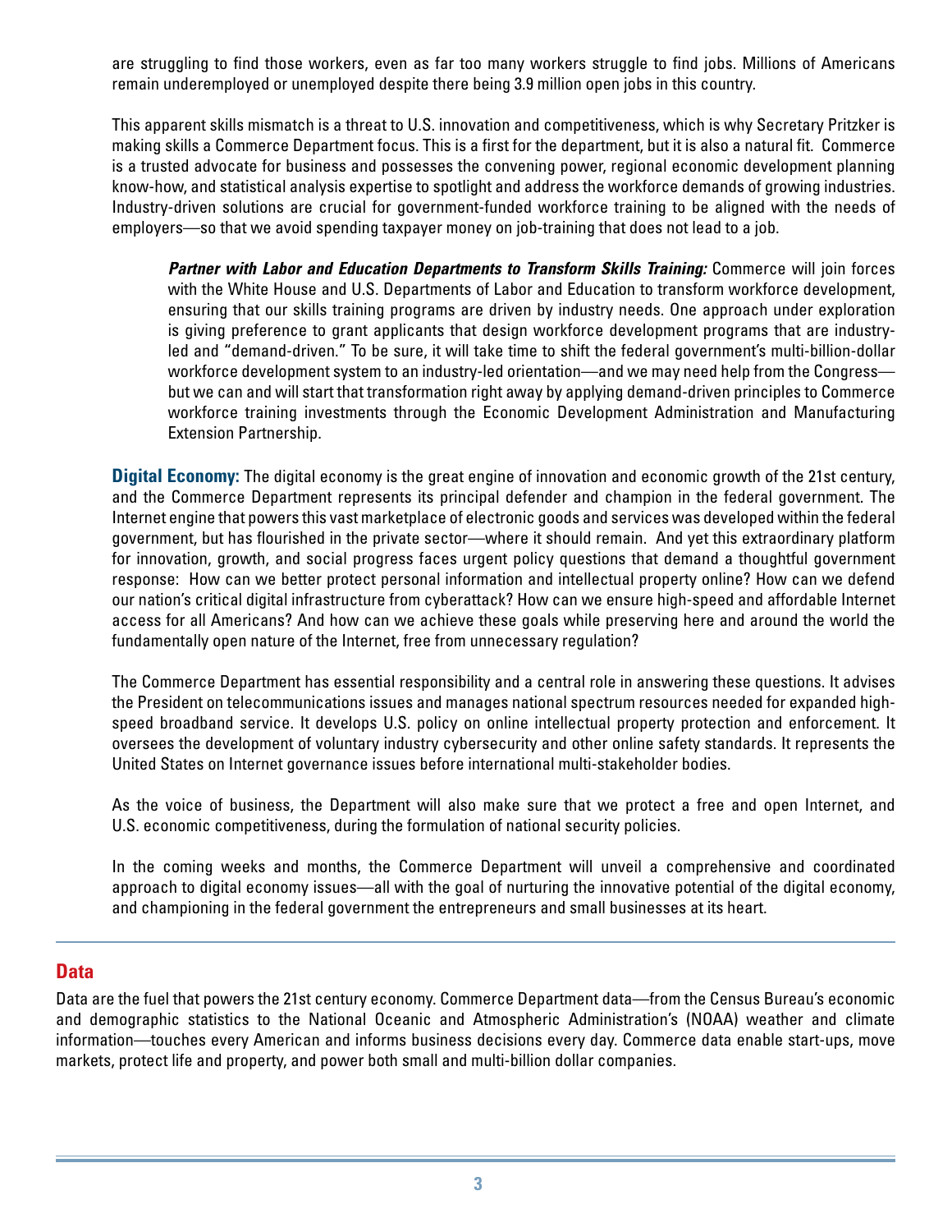are struggling to find those workers, even as far too many workers struggle to find jobs. Millions of Americans remain underemployed or unemployed despite there being 3.9 million open jobs in this country.

This apparent skills mismatch is a threat to U.S. innovation and competitiveness, which is why Secretary Pritzker is making skills a Commerce Department focus. This is a first for the department, but it is also a natural fit. Commerce is a trusted advocate for business and possesses the convening power, regional economic development planning know-how, and statistical analysis expertise to spotlight and address the workforce demands of growing industries. Industry-driven solutions are crucial for government-funded workforce training to be aligned with the needs of employers—so that we avoid spending taxpayer money on job-training that does not lead to a job.

> ***Partner with Labor and Education Departments to Transform Skills Training:*** Commerce will join forces with the White House and U.S. Departments of Labor and Education to transform workforce development, ensuring that our skills training programs are driven by industry needs. One approach under exploration is giving preference to grant applicants that design workforce development programs that are industry-led and "demand-driven." To be sure, it will take time to shift the federal government's multi-billion-dollar workforce development system to an industry-led orientation—and we may need help from the Congress—but we can and will start that transformation right away by applying demand-driven principles to Commerce workforce training investments through the Economic Development Administration and Manufacturing Extension Partnership.

**Digital Economy:** The digital economy is the great engine of innovation and economic growth of the 21st century, and the Commerce Department represents its principal defender and champion in the federal government. The Internet engine that powers this vast marketplace of electronic goods and services was developed within the federal government, but has flourished in the private sector—where it should remain. And yet this extraordinary platform for innovation, growth, and social progress faces urgent policy questions that demand a thoughtful government response: How can we better protect personal information and intellectual property online? How can we defend our nation's critical digital infrastructure from cyberattack? How can we ensure high-speed and affordable Internet access for all Americans? And how can we achieve these goals while preserving here and around the world the fundamentally open nature of the Internet, free from unnecessary regulation?

The Commerce Department has essential responsibility and a central role in answering these questions. It advises the President on telecommunications issues and manages national spectrum resources needed for expanded high-speed broadband service. It develops U.S. policy on online intellectual property protection and enforcement. It oversees the development of voluntary industry cybersecurity and other online safety standards. It represents the United States on Internet governance issues before international multi-stakeholder bodies.

As the voice of business, the Department will also make sure that we protect a free and open Internet, and U.S. economic competitiveness, during the formulation of national security policies.

In the coming weeks and months, the Commerce Department will unveil a comprehensive and coordinated approach to digital economy issues—all with the goal of nurturing the innovative potential of the digital economy, and championing in the federal government the entrepreneurs and small businesses at its heart.

## Data

Data are the fuel that powers the 21st century economy. Commerce Department data—from the Census Bureau's economic and demographic statistics to the National Oceanic and Atmospheric Administration's (NOAA) weather and climate information—touches every American and informs business decisions every day. Commerce data enable start-ups, move markets, protect life and property, and power both small and multi-billion dollar companies.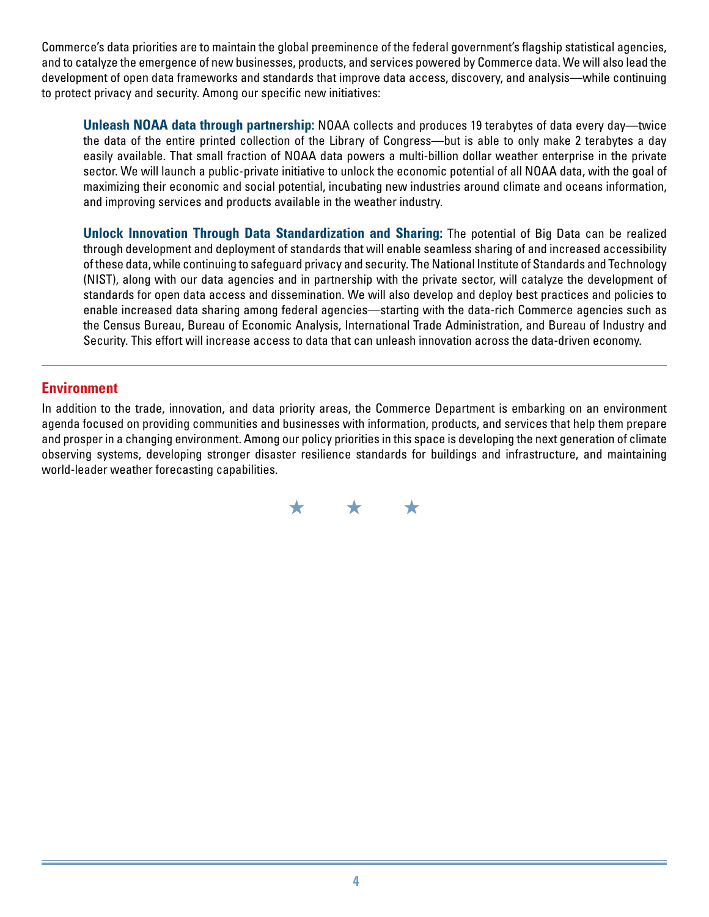Commerce's data priorities are to maintain the global preeminence of the federal government's flagship statistical agencies, and to catalyze the emergence of new businesses, products, and services powered by Commerce data. We will also lead the development of open data frameworks and standards that improve data access, discovery, and analysis—while continuing to protect privacy and security. Among our specific new initiatives:

**Unleash NOAA data through partnership:** NOAA collects and produces 19 terabytes of data every day—twice the data of the entire printed collection of the Library of Congress—but is able to only make 2 terabytes a day easily available. That small fraction of NOAA data powers a multi-billion dollar weather enterprise in the private sector. We will launch a public-private initiative to unlock the economic potential of all NOAA data, with the goal of maximizing their economic and social potential, incubating new industries around climate and oceans information, and improving services and products available in the weather industry.

**Unlock Innovation Through Data Standardization and Sharing:** The potential of Big Data can be realized through development and deployment of standards that will enable seamless sharing of and increased accessibility of these data, while continuing to safeguard privacy and security. The National Institute of Standards and Technology (NIST), along with our data agencies and in partnership with the private sector, will catalyze the development of standards for open data access and dissemination. We will also develop and deploy best practices and policies to enable increased data sharing among federal agencies—starting with the data-rich Commerce agencies such as the Census Bureau, Bureau of Economic Analysis, International Trade Administration, and Bureau of Industry and Security. This effort will increase access to data that can unleash innovation across the data-driven economy.

## Environment

In addition to the trade, innovation, and data priority areas, the Commerce Department is embarking on an environment agenda focused on providing communities and businesses with information, products, and services that help them prepare and prosper in a changing environment. Among our policy priorities in this space is developing the next generation of climate observing systems, developing stronger disaster resilience standards for buildings and infrastructure, and maintaining world-leader weather forecasting capabilities.

★ ★ ★